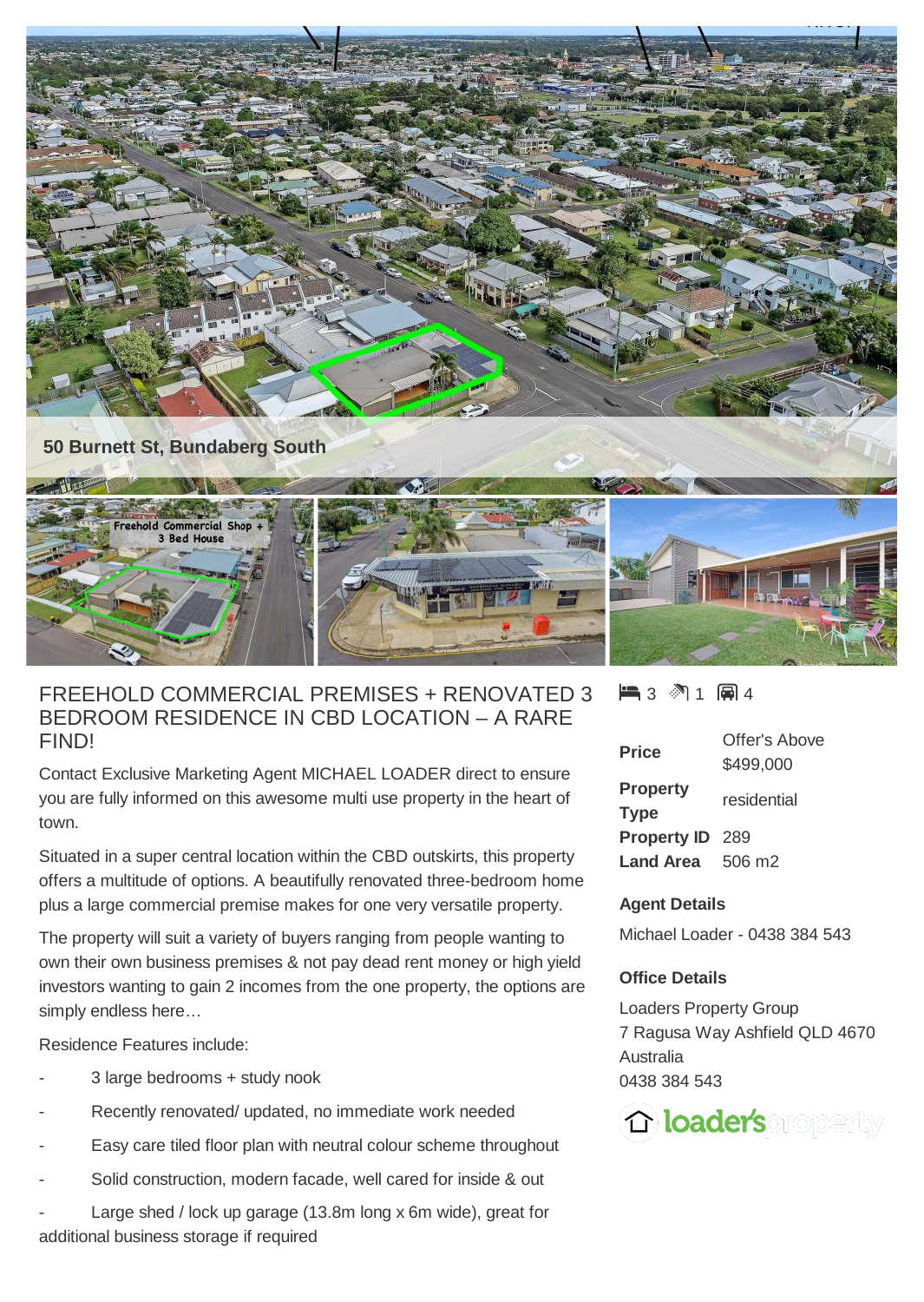50 Burnett St, Bundaberg South

# FREEHOLD COMMERCIAL PREMISES + RENOVATED 3 BEDROOM RESIDENCE IN CBD LOCATION – A RARE FIND!

Contact Exclusive Marketing Agent MICHAEL LOADER direct to ensure you are fully informed on this awesome multi use property in the heart of town.

Situated in a super central location within the CBD outskirts, this property offers a multitude of options. A beautifully renovated three-bedroom home plus a large commercial premise makes for one very versatile property.

The property will suit a variety of buyers ranging from people wanting to own their own business premises & not pay dead rent money or high yield investors wanting to gain 2 incomes from the one property, the options are simply endless here…

Residence Features include:

- 3 large bedrooms + study nook
- Recently renovated/ updated, no immediate work needed
- Easy care tiled floor plan with neutral colour scheme throughout
- Solid construction, modern facade, well cared for inside & out
- Large shed / lock up garage (13.8m long x 6m wide), great for additional business storage if required

3 1 4

| | |
|---|---|
| **Price** | Offer's Above $499,000 |
| **Property Type** | residential |
| **Property ID** | 289 |
| **Land Area** | 506 m2 |

### Agent Details

Michael Loader - 0438 384 543

### Office Details

Loaders Property Group
7 Ragusa Way Ashfield QLD 4670
Australia
0438 384 543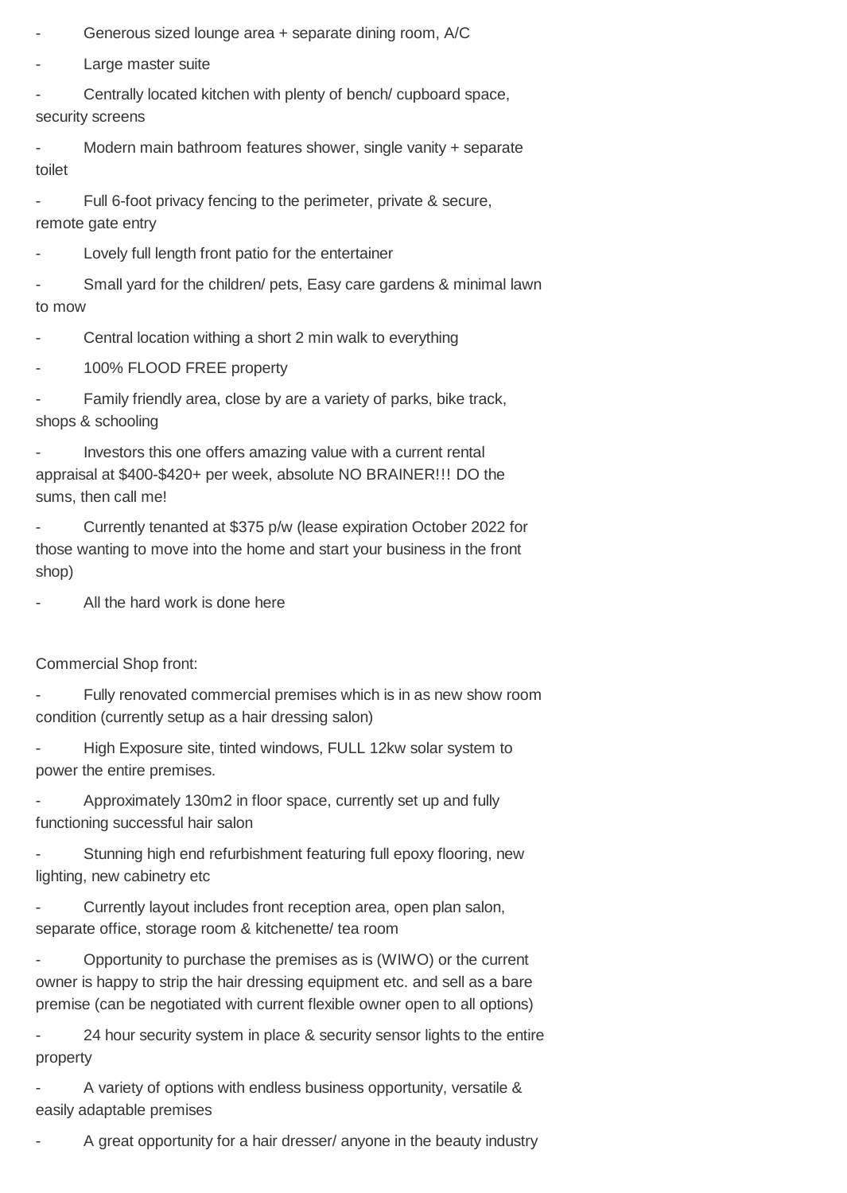- Generous sized lounge area + separate dining room, A/C
- Large master suite
- Centrally located kitchen with plenty of bench/ cupboard space, security screens
- Modern main bathroom features shower, single vanity + separate toilet
- Full 6-foot privacy fencing to the perimeter, private & secure, remote gate entry
- Lovely full length front patio for the entertainer
- Small yard for the children/ pets, Easy care gardens & minimal lawn to mow
- Central location withing a short 2 min walk to everything
- 100% FLOOD FREE property
- Family friendly area, close by are a variety of parks, bike track, shops & schooling
- Investors this one offers amazing value with a current rental appraisal at $400-$420+ per week, absolute NO BRAINER!!! DO the sums, then call me!
- Currently tenanted at $375 p/w (lease expiration October 2022 for those wanting to move into the home and start your business in the front shop)
- All the hard work is done here

Commercial Shop front:

- Fully renovated commercial premises which is in as new show room condition (currently setup as a hair dressing salon)
- High Exposure site, tinted windows, FULL 12kw solar system to power the entire premises.
- Approximately 130m2 in floor space, currently set up and fully functioning successful hair salon
- Stunning high end refurbishment featuring full epoxy flooring, new lighting, new cabinetry etc
- Currently layout includes front reception area, open plan salon, separate office, storage room & kitchenette/ tea room
- Opportunity to purchase the premises as is (WIWO) or the current owner is happy to strip the hair dressing equipment etc. and sell as a bare premise (can be negotiated with current flexible owner open to all options)
- 24 hour security system in place & security sensor lights to the entire property
- A variety of options with endless business opportunity, versatile & easily adaptable premises
- A great opportunity for a hair dresser/ anyone in the beauty industry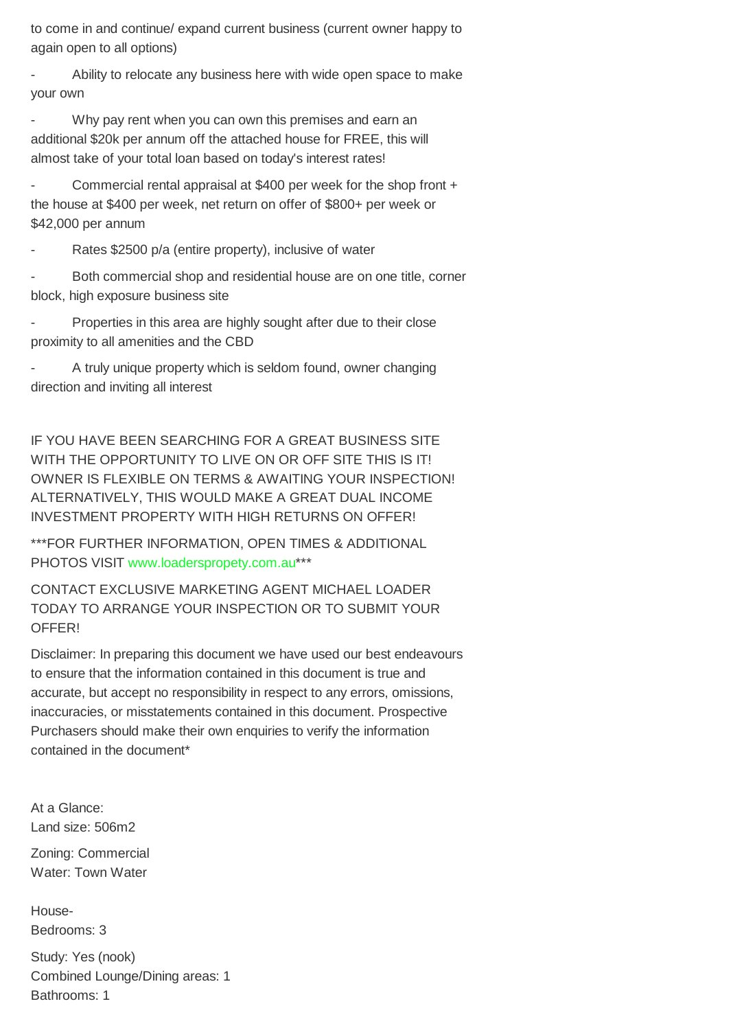to come in and continue/ expand current business (current owner happy to again open to all options)

- Ability to relocate any business here with wide open space to make your own

- Why pay rent when you can own this premises and earn an additional $20k per annum off the attached house for FREE, this will almost take of your total loan based on today's interest rates!

- Commercial rental appraisal at $400 per week for the shop front + the house at $400 per week, net return on offer of $800+ per week or $42,000 per annum

- Rates $2500 p/a (entire property), inclusive of water

- Both commercial shop and residential house are on one title, corner block, high exposure business site

- Properties in this area are highly sought after due to their close proximity to all amenities and the CBD

- A truly unique property which is seldom found, owner changing direction and inviting all interest

IF YOU HAVE BEEN SEARCHING FOR A GREAT BUSINESS SITE WITH THE OPPORTUNITY TO LIVE ON OR OFF SITE THIS IS IT! OWNER IS FLEXIBLE ON TERMS & AWAITING YOUR INSPECTION! ALTERNATIVELY, THIS WOULD MAKE A GREAT DUAL INCOME INVESTMENT PROPERTY WITH HIGH RETURNS ON OFFER!

***FOR FURTHER INFORMATION, OPEN TIMES & ADDITIONAL PHOTOS VISIT www.loaderspropety.com.au***

CONTACT EXCLUSIVE MARKETING AGENT MICHAEL LOADER TODAY TO ARRANGE YOUR INSPECTION OR TO SUBMIT YOUR OFFER!

Disclaimer: In preparing this document we have used our best endeavours to ensure that the information contained in this document is true and accurate, but accept no responsibility in respect to any errors, omissions, inaccuracies, or misstatements contained in this document. Prospective Purchasers should make their own enquiries to verify the information contained in the document*

At a Glance:
Land size: 506m2

Zoning: Commercial
Water: Town Water

House-
Bedrooms: 3

Study: Yes (nook)
Combined Lounge/Dining areas: 1
Bathrooms: 1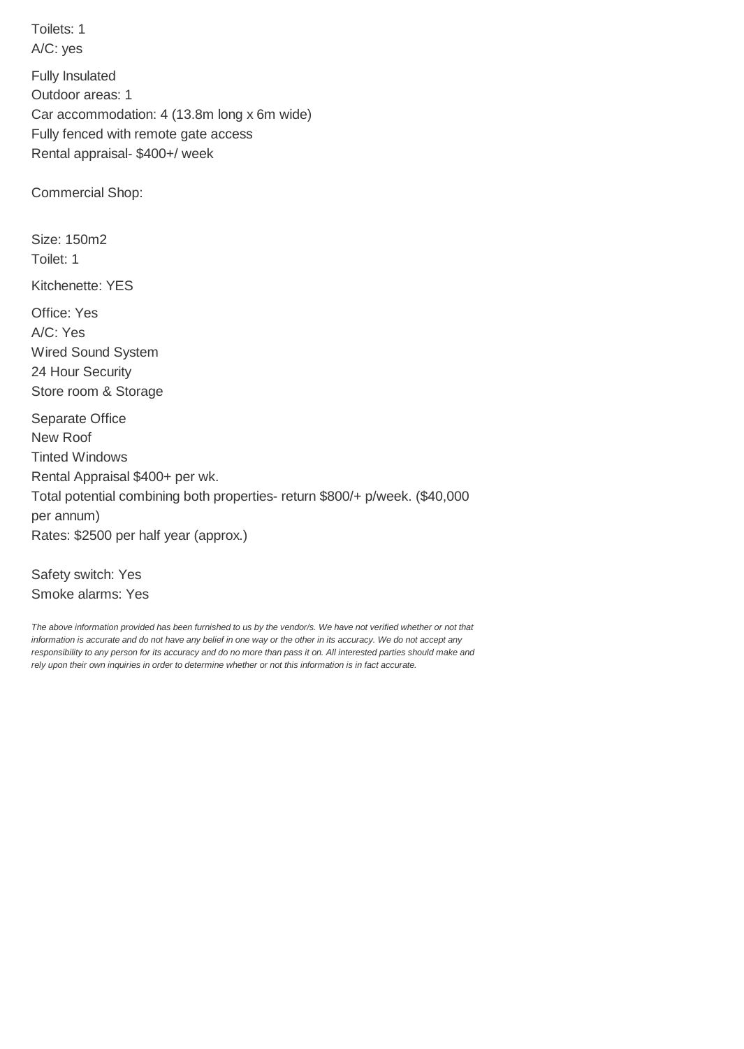Toilets: 1
A/C: yes

Fully Insulated
Outdoor areas: 1
Car accommodation: 4 (13.8m long x 6m wide)
Fully fenced with remote gate access
Rental appraisal- $400+/ week

Commercial Shop:

Size: 150m2
Toilet: 1

Kitchenette: YES

Office: Yes
A/C: Yes
Wired Sound System
24 Hour Security
Store room & Storage

Separate Office
New Roof
Tinted Windows
Rental Appraisal $400+ per wk.
Total potential combining both properties- return $800/+ p/week. ($40,000 per annum)
Rates: $2500 per half year (approx.)

Safety switch: Yes
Smoke alarms: Yes

*The above information provided has been furnished to us by the vendor/s. We have not verified whether or not that information is accurate and do not have any belief in one way or the other in its accuracy. We do not accept any responsibility to any person for its accuracy and do no more than pass it on. All interested parties should make and rely upon their own inquiries in order to determine whether or not this information is in fact accurate.*